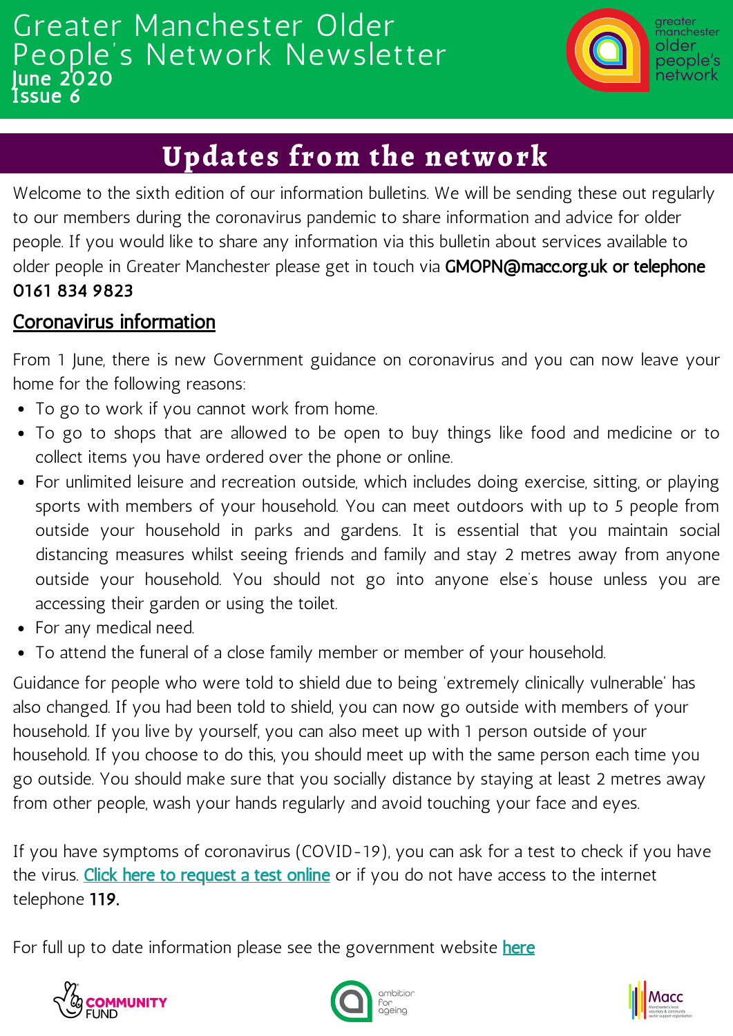# Greater Manchester Older People's Network Newsletter

June 2020
Issue 6

## Updates from the network

Welcome to the sixth edition of our information bulletins. We will be sending these out regularly to our members during the coronavirus pandemic to share information and advice for older people. If you would like to share any information via this bulletin about services available to older people in Greater Manchester please get in touch via **GMOPN@macc.org.uk or telephone 0161 834 9823**

### Coronavirus information

From 1 June, there is new Government guidance on coronavirus and you can now leave your home for the following reasons:

- To go to work if you cannot work from home.
- To go to shops that are allowed to be open to buy things like food and medicine or to collect items you have ordered over the phone or online.
- For unlimited leisure and recreation outside, which includes doing exercise, sitting, or playing sports with members of your household. You can meet outdoors with up to 5 people from outside your household in parks and gardens. It is essential that you maintain social distancing measures whilst seeing friends and family and stay 2 metres away from anyone outside your household. You should not go into anyone else's house unless you are accessing their garden or using the toilet.
- For any medical need.
- To attend the funeral of a close family member or member of your household.

Guidance for people who were told to shield due to being 'extremely clinically vulnerable' has also changed. If you had been told to shield, you can now go outside with members of your household. If you live by yourself, you can also meet up with 1 person outside of your household. If you choose to do this, you should meet up with the same person each time you go outside. You should make sure that you socially distance by staying at least 2 metres away from other people, wash your hands regularly and avoid touching your face and eyes.

If you have symptoms of coronavirus (COVID-19), you can ask for a test to check if you have the virus. Click here to request a test online or if you do not have access to the internet telephone **119.**

For full up to date information please see the government website here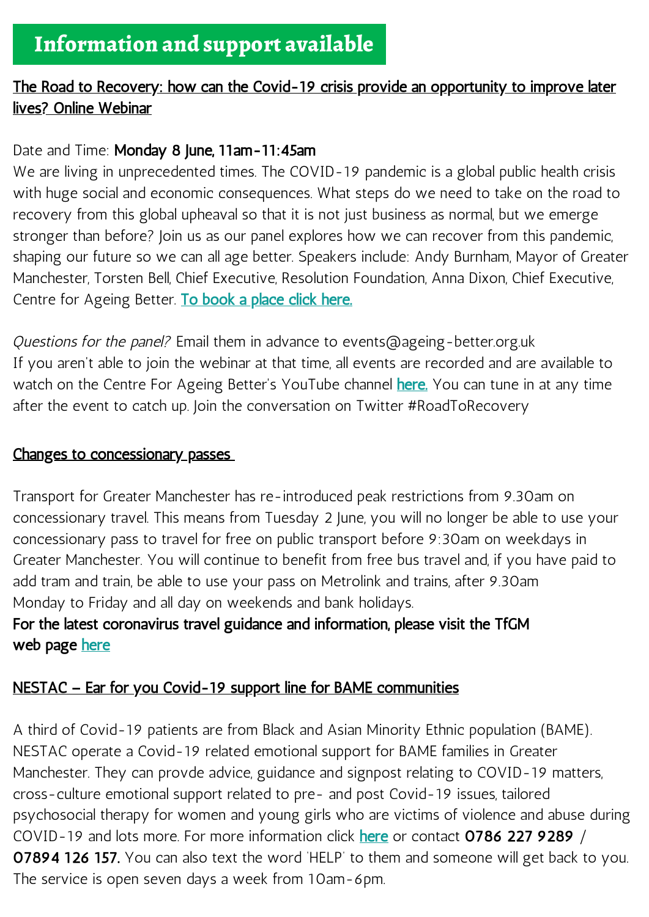## Information and support available

**The Road to Recovery: how can the Covid-19 crisis provide an opportunity to improve later lives? Online Webinar**

Date and Time: **Monday 8 June, 11am-11:45am**
We are living in unprecedented times. The COVID-19 pandemic is a global public health crisis with huge social and economic consequences. What steps do we need to take on the road to recovery from this global upheaval so that it is not just business as normal, but we emerge stronger than before? Join us as our panel explores how we can recover from this pandemic, shaping our future so we can all age better. Speakers include: Andy Burnham, Mayor of Greater Manchester, Torsten Bell, Chief Executive, Resolution Foundation, Anna Dixon, Chief Executive, Centre for Ageing Better. **To book a place click here.**

*Questions for the panel?* Email them in advance to events@ageing-better.org.uk
If you aren't able to join the webinar at that time, all events are recorded and are available to watch on the Centre For Ageing Better's YouTube channel **here.** You can tune in at any time after the event to catch up. Join the conversation on Twitter #RoadToRecovery

**Changes to concessionary passes**

Transport for Greater Manchester has re-introduced peak restrictions from 9.30am on concessionary travel. This means from Tuesday 2 June, you will no longer be able to use your concessionary pass to travel for free on public transport before 9:30am on weekdays in Greater Manchester. You will continue to benefit from free bus travel and, if you have paid to add tram and train, be able to use your pass on Metrolink and trains, after 9.30am Monday to Friday and all day on weekends and bank holidays.
**For the latest coronavirus travel guidance and information, please visit the TfGM web page here**

**NESTAC – Ear for you Covid-19 support line for BAME communities**

A third of Covid-19 patients are from Black and Asian Minority Ethnic population (BAME). NESTAC operate a Covid-19 related emotional support for BAME families in Greater Manchester. They can provde advice, guidance and signpost relating to COVID-19 matters, cross-culture emotional support related to pre- and post Covid-19 issues, tailored psychosocial therapy for women and young girls who are victims of violence and abuse during COVID-19 and lots more. For more information click **here** or contact **0786 227 9289** / **07894 126 157.** You can also text the word 'HELP' to them and someone will get back to you. The service is open seven days a week from 10am-6pm.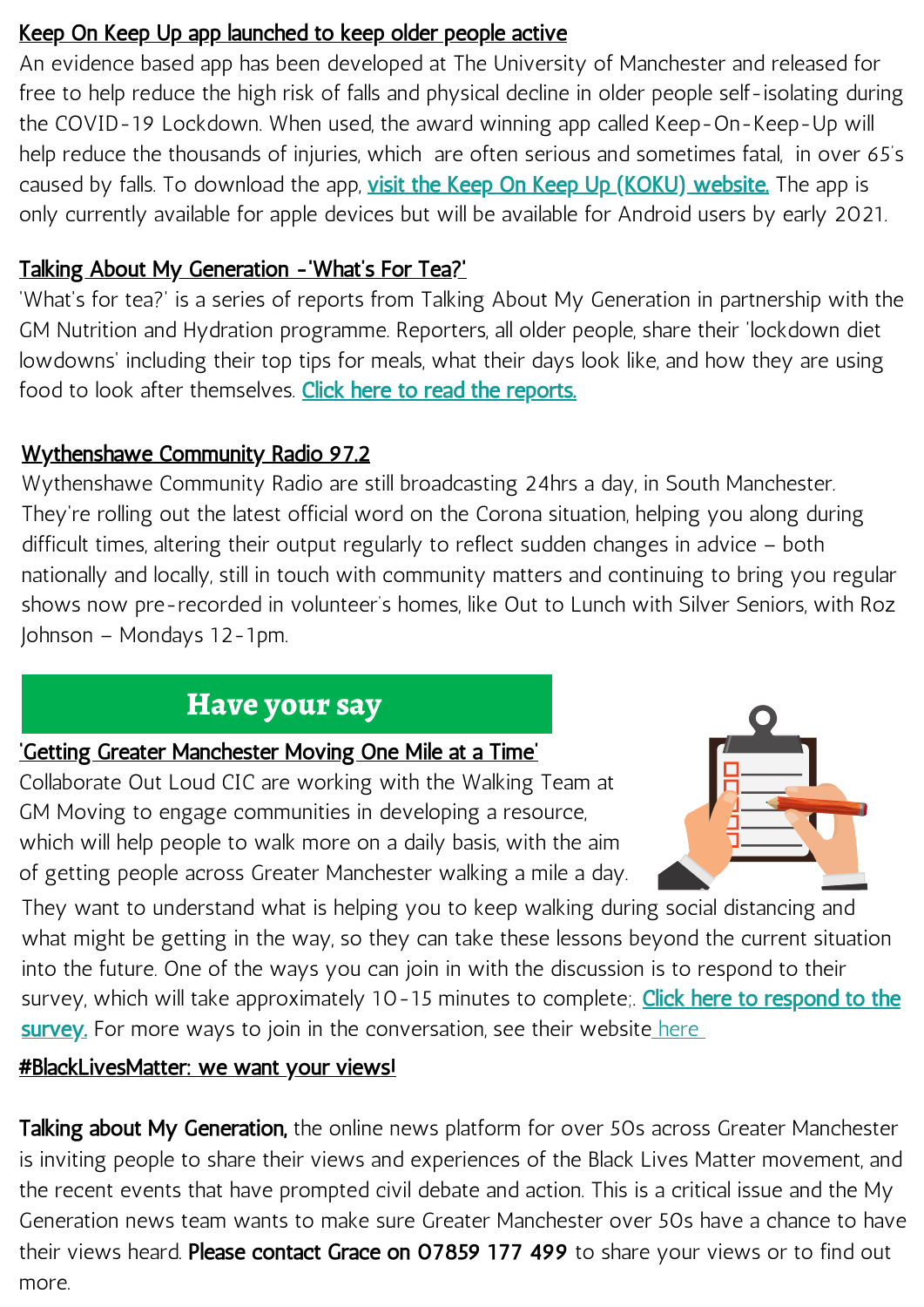## Keep On Keep Up app launched to keep older people active

An evidence based app has been developed at The University of Manchester and released for free to help reduce the high risk of falls and physical decline in older people self-isolating during the COVID-19 Lockdown. When used, the award winning app called Keep-On-Keep-Up will help reduce the thousands of injuries, which are often serious and sometimes fatal, in over 65's caused by falls. To download the app, visit the Keep On Keep Up (KOKU) website. The app is only currently available for apple devices but will be available for Android users by early 2021.

## Talking About My Generation -'What's For Tea?'

'What's for tea?' is a series of reports from Talking About My Generation in partnership with the GM Nutrition and Hydration programme. Reporters, all older people, share their 'lockdown diet lowdowns' including their top tips for meals, what their days look like, and how they are using food to look after themselves. Click here to read the reports.

## Wythenshawe Community Radio 97.2

Wythenshawe Community Radio are still broadcasting 24hrs a day, in South Manchester. They're rolling out the latest official word on the Corona situation, helping you along during difficult times, altering their output regularly to reflect sudden changes in advice – both nationally and locally, still in touch with community matters and continuing to bring you regular shows now pre-recorded in volunteer's homes, like Out to Lunch with Silver Seniors, with Roz Johnson – Mondays 12-1pm.

# Have your say

## 'Getting Greater Manchester Moving One Mile at a Time'

Collaborate Out Loud CIC are working with the Walking Team at GM Moving to engage communities in developing a resource, which will help people to walk more on a daily basis, with the aim of getting people across Greater Manchester walking a mile a day.

They want to understand what is helping you to keep walking during social distancing and what might be getting in the way, so they can take these lessons beyond the current situation into the future. One of the ways you can join in with the discussion is to respond to their survey, which will take approximately 10-15 minutes to complete;. Click here to respond to the survey. For more ways to join in the conversation, see their website here

## #BlackLivesMatter: we want your views!

**Talking about My Generation,** the online news platform for over 50s across Greater Manchester is inviting people to share their views and experiences of the Black Lives Matter movement, and the recent events that have prompted civil debate and action. This is a critical issue and the My Generation news team wants to make sure Greater Manchester over 50s have a chance to have their views heard. **Please contact Grace on 07859 177 499** to share your views or to find out more.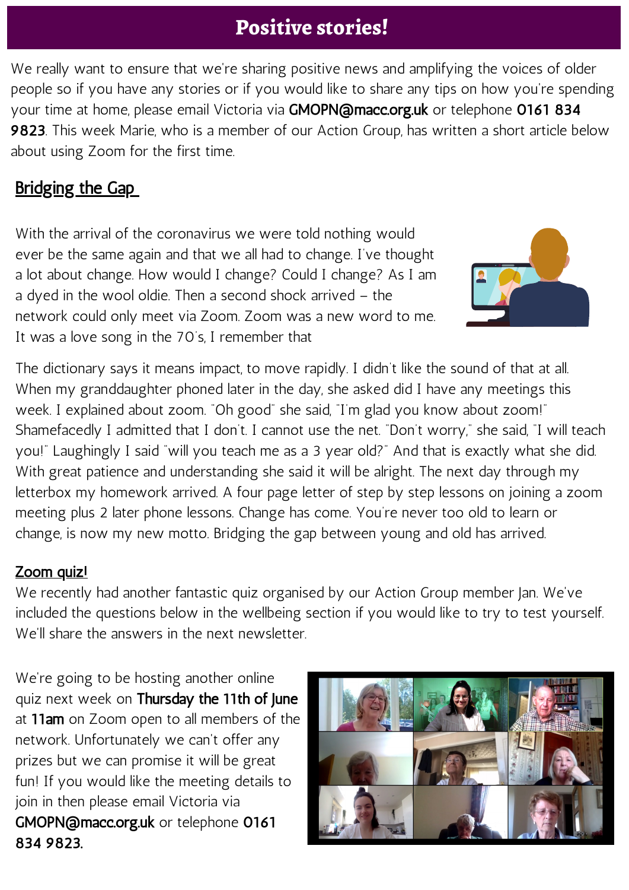# Positive stories!

We really want to ensure that we're sharing positive news and amplifying the voices of older people so if you have any stories or if you would like to share any tips on how you're spending your time at home, please email Victoria via **GMOPN@macc.org.uk** or telephone **0161 834 9823**. This week Marie, who is a member of our Action Group, has written a short article below about using Zoom for the first time.

## Bridging the Gap

With the arrival of the coronavirus we were told nothing would ever be the same again and that we all had to change. I've thought a lot about change. How would I change? Could I change? As I am a dyed in the wool oldie. Then a second shock arrived – the network could only meet via Zoom. Zoom was a new word to me. It was a love song in the 70's, I remember that

The dictionary says it means impact, to move rapidly. I didn't like the sound of that at all. When my granddaughter phoned later in the day, she asked did I have any meetings this week. I explained about zoom. "Oh good" she said, "I'm glad you know about zoom!" Shamefacedly I admitted that I don't. I cannot use the net. "Don't worry," she said, "I will teach you!" Laughingly I said "will you teach me as a 3 year old?" And that is exactly what she did. With great patience and understanding she said it will be alright. The next day through my letterbox my homework arrived. A four page letter of step by step lessons on joining a zoom meeting plus 2 later phone lessons. Change has come. You're never too old to learn or change, is now my new motto. Bridging the gap between young and old has arrived.

## Zoom quiz!

We recently had another fantastic quiz organised by our Action Group member Jan. We've included the questions below in the wellbeing section if you would like to try to test yourself. We'll share the answers in the next newsletter.

We're going to be hosting another online quiz next week on **Thursday the 11th of June** at **11am** on Zoom open to all members of the network. Unfortunately we can't offer any prizes but we can promise it will be great fun! If you would like the meeting details to join in then please email Victoria via **GMOPN@macc.org.uk** or telephone **0161 834 9823.**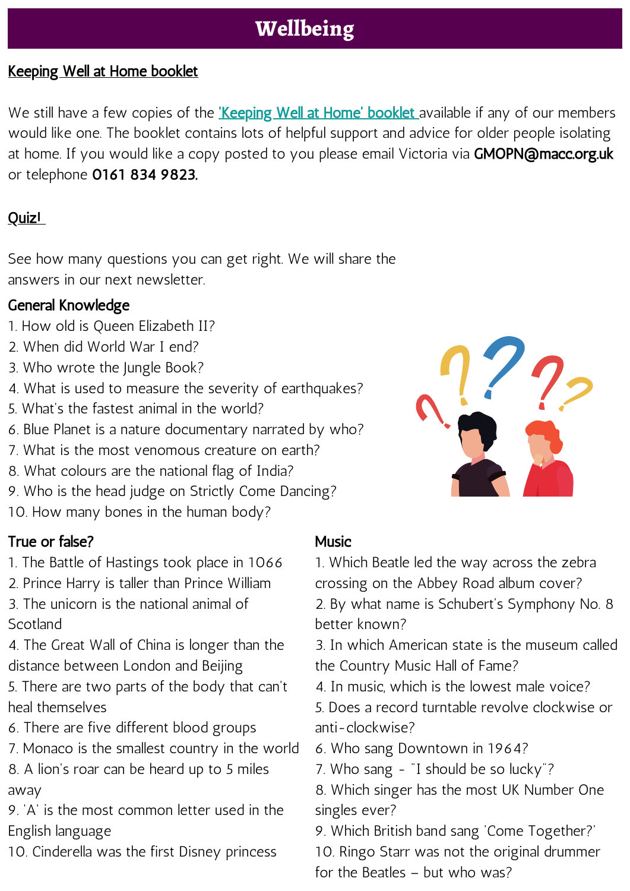# Wellbeing

## Keeping Well at Home booklet

We still have a few copies of the ['Keeping Well at Home' booklet] available if any of our members would like one. The booklet contains lots of helpful support and advice for older people isolating at home. If you would like a copy posted to you please email Victoria via **GMOPN@macc.org.uk** or telephone **0161 834 9823.**

## Quiz!

See how many questions you can get right. We will share the answers in our next newsletter.

### General Knowledge

1. How old is Queen Elizabeth II?
2. When did World War I end?
3. Who wrote the Jungle Book?
4. What is used to measure the severity of earthquakes?
5. What's the fastest animal in the world?
6. Blue Planet is a nature documentary narrated by who?
7. What is the most venomous creature on earth?
8. What colours are the national flag of India?
9. Who is the head judge on Strictly Come Dancing?
10. How many bones in the human body?

### True or false?

1. The Battle of Hastings took place in 1066
2. Prince Harry is taller than Prince William
3. The unicorn is the national animal of Scotland
4. The Great Wall of China is longer than the distance between London and Beijing
5. There are two parts of the body that can't heal themselves
6. There are five different blood groups
7. Monaco is the smallest country in the world
8. A lion's roar can be heard up to 5 miles away
9. 'A' is the most common letter used in the English language
10. Cinderella was the first Disney princess

### Music

1. Which Beatle led the way across the zebra crossing on the Abbey Road album cover?
2. By what name is Schubert's Symphony No. 8 better known?
3. In which American state is the museum called the Country Music Hall of Fame?
4. In music, which is the lowest male voice?
5. Does a record turntable revolve clockwise or anti-clockwise?
6. Who sang Downtown in 1964?
7. Who sang - "I should be so lucky"?
8. Which singer has the most UK Number One singles ever?
9. Which British band sang 'Come Together?'
10. Ringo Starr was not the original drummer for the Beatles – but who was?